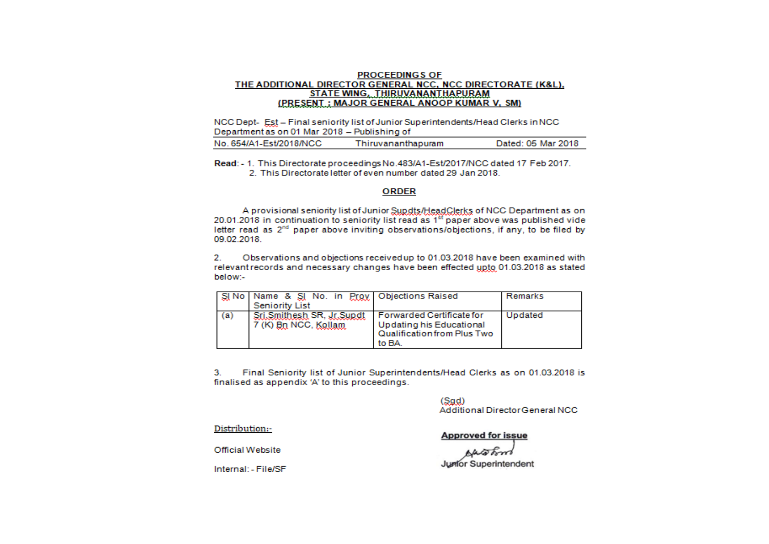**PROCEEDINGS OF**
**THE ADDITIONAL DIRECTOR GENERAL NCC, NCC DIRECTORATE (K&L),**
**STATE WING, THIRUVANANTHAPURAM**
**(PRESENT : MAJOR GENERAL ANOOP KUMAR V, SM)**

NCC Dept- Est – Final seniority list of Junior Superintendents/Head Clerks in NCC Department as on 01 Mar 2018 – Publishing of

No. 654/A1-Est/2018/NCC          Thiruvananthapuram          Dated: 05 Mar 2018

**Read**: - 1. This Directorate proceedings No.483/A1-Est/2017/NCC dated 17 Feb 2017.
2. This Directorate letter of even number dated 29 Jan 2018.

## ORDER

A provisional seniority list of Junior Supdts/HeadClerks of NCC Department as on 20.01.2018 in continuation to seniority list read as 1st paper above was published vide letter read as 2nd paper above inviting observations/objections, if any, to be filed by 09.02.2018.

2. Observations and objections received up to 01.03.2018 have been examined with relevant records and necessary changes have been effected upto 01.03.2018 as stated below:-

| Sl No | Name & Sl No. in Prov Seniority List | Objections Raised | Remarks |
|---|---|---|---|
| (a) | Sri.Smithesh SR, Jr.Supdt 7 (K) Bn NCC, Kollam | Forwarded Certificate for Updating his Educational Qualification from Plus Two to BA. | Updated |

3. Final Seniority list of Junior Superintendents/Head Clerks as on 01.03.2018 is finalised as appendix 'A' to this proceedings.

(Sgd)
Additional Director General NCC

Distribution:-

Official Website

Internal: - File/SF

**Approved for issue**

Junior Superintendent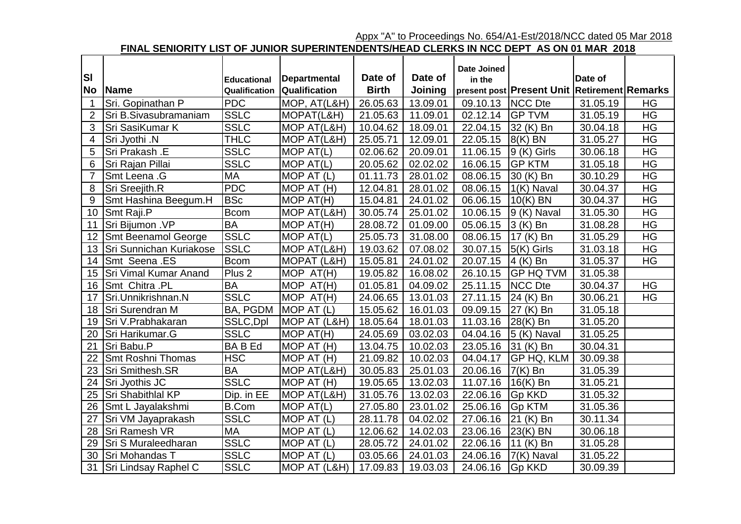Appx "A" to Proceedings No. 654/A1-Est/2018/NCC dated 05 Mar 2018

**FINAL SENIORITY LIST OF JUNIOR SUPERINTENDENTS/HEAD CLERKS IN NCC DEPT AS ON 01 MAR 2018**

| Sl No | Name | Educational Qualification | Departmental Qualification | Date of Birth | Date of Joining | Date Joined in the present post | Present Unit | Date of Retirement | Remarks |
|---|---|---|---|---|---|---|---|---|---|
| 1 | Sri. Gopinathan P | PDC | MOP, AT(L&H) | 26.05.63 | 13.09.01 | 09.10.13 | NCC Dte | 31.05.19 | HG |
| 2 | Sri B.Sivasubramaniam | SSLC | MOPAT(L&H) | 21.05.63 | 11.09.01 | 02.12.14 | GP TVM | 31.05.19 | HG |
| 3 | Sri SasiKumar K | SSLC | MOP AT(L&H) | 10.04.62 | 18.09.01 | 22.04.15 | 32 (K) Bn | 30.04.18 | HG |
| 4 | Sri Jyothi .N | THLC | MOP AT(L&H) | 25.05.71 | 12.09.01 | 22.05.15 | 8(K) BN | 31.05.27 | HG |
| 5 | Sri Prakash .E | SSLC | MOP AT(L) | 02.06.62 | 20.09.01 | 11.06.15 | 9 (K) Girls | 30.06.18 | HG |
| 6 | Sri Rajan Pillai | SSLC | MOP AT(L) | 20.05.62 | 02.02.02 | 16.06.15 | GP KTM | 31.05.18 | HG |
| 7 | Smt Leena .G | MA | MOP AT (L) | 01.11.73 | 28.01.02 | 08.06.15 | 30 (K) Bn | 30.10.29 | HG |
| 8 | Sri Sreejith.R | PDC | MOP AT (H) | 12.04.81 | 28.01.02 | 08.06.15 | 1(K) Naval | 30.04.37 | HG |
| 9 | Smt Hashina Beegum.H | BSc | MOP AT(H) | 15.04.81 | 24.01.02 | 06.06.15 | 10(K) BN | 30.04.37 | HG |
| 10 | Smt Raji.P | Bcom | MOP AT(L&H) | 30.05.74 | 25.01.02 | 10.06.15 | 9 (K) Naval | 31.05.30 | HG |
| 11 | Sri Bijumon .VP | BA | MOP AT(H) | 28.08.72 | 01.09.00 | 05.06.15 | 3 (K) Bn | 31.08.28 | HG |
| 12 | Smt Beenamol George | SSLC | MOP AT(L) | 25.05.73 | 31.08.00 | 08.06.15 | 17 (K) Bn | 31.05.29 | HG |
| 13 | Sri Sunnichan Kuriakose | SSLC | MOP AT(L&H) | 19.03.62 | 07.08.02 | 30.07.15 | 5(K) Girls | 31.03.18 | HG |
| 14 | Smt Seena .ES | Bcom | MOPAT (L&H) | 15.05.81 | 24.01.02 | 20.07.15 | 4 (K) Bn | 31.05.37 | HG |
| 15 | Sri Vimal Kumar Anand | Plus 2 | MOP AT(H) | 19.05.82 | 16.08.02 | 26.10.15 | GP HQ TVM | 31.05.38 | |
| 16 | Smt Chitra .PL | BA | MOP AT(H) | 01.05.81 | 04.09.02 | 25.11.15 | NCC Dte | 30.04.37 | HG |
| 17 | Sri.Unnikrishnan.N | SSLC | MOP AT(H) | 24.06.65 | 13.01.03 | 27.11.15 | 24 (K) Bn | 30.06.21 | HG |
| 18 | Sri Surendran M | BA, PGDM | MOP AT (L) | 15.05.62 | 16.01.03 | 09.09.15 | 27 (K) Bn | 31.05.18 | |
| 19 | Sri V.Prabhakaran | SSLC,Dpl | MOP AT (L&H) | 18.05.64 | 18.01.03 | 11.03.16 | 28(K) Bn | 31.05.20 | |
| 20 | Sri Harikumar.G | SSLC | MOP AT(H) | 24.05.69 | 03.02.03 | 04.04.16 | 5 (K) Naval | 31.05.25 | |
| 21 | Sri Babu.P | BA B Ed | MOP AT (H) | 13.04.75 | 10.02.03 | 23.05.16 | 31 (K) Bn | 30.04.31 | |
| 22 | Smt Roshni Thomas | HSC | MOP AT (H) | 21.09.82 | 10.02.03 | 04.04.17 | GP HQ, KLM | 30.09.38 | |
| 23 | Sri Smithesh.SR | BA | MOP AT(L&H) | 30.05.83 | 25.01.03 | 20.06.16 | 7(K) Bn | 31.05.39 | |
| 24 | Sri Jyothis JC | SSLC | MOP AT (H) | 19.05.65 | 13.02.03 | 11.07.16 | 16(K) Bn | 31.05.21 | |
| 25 | Sri Shabithlal KP | Dip. in EE | MOP AT(L&H) | 31.05.76 | 13.02.03 | 22.06.16 | Gp KKD | 31.05.32 | |
| 26 | Smt L Jayalakshmi | B.Com | MOP AT(L) | 27.05.80 | 23.01.02 | 25.06.16 | Gp KTM | 31.05.36 | |
| 27 | Sri VM Jayaprakash | SSLC | MOP AT (L) | 28.11.78 | 04.02.02 | 27.06.16 | 21 (K) Bn | 30.11.34 | |
| 28 | Sri Ramesh VR | MA | MOP AT (L) | 12.06.62 | 14.02.03 | 23.06.16 | 23(K) BN | 30.06.18 | |
| 29 | Sri S Muraleedharan | SSLC | MOP AT (L) | 28.05.72 | 24.01.02 | 22.06.16 | 11 (K) Bn | 31.05.28 | |
| 30 | Sri Mohandas T | SSLC | MOP AT (L) | 03.05.66 | 24.01.03 | 24.06.16 | 7(K) Naval | 31.05.22 | |
| 31 | Sri Lindsay Raphel C | SSLC | MOP AT (L&H) | 17.09.83 | 19.03.03 | 24.06.16 | Gp KKD | 30.09.39 | |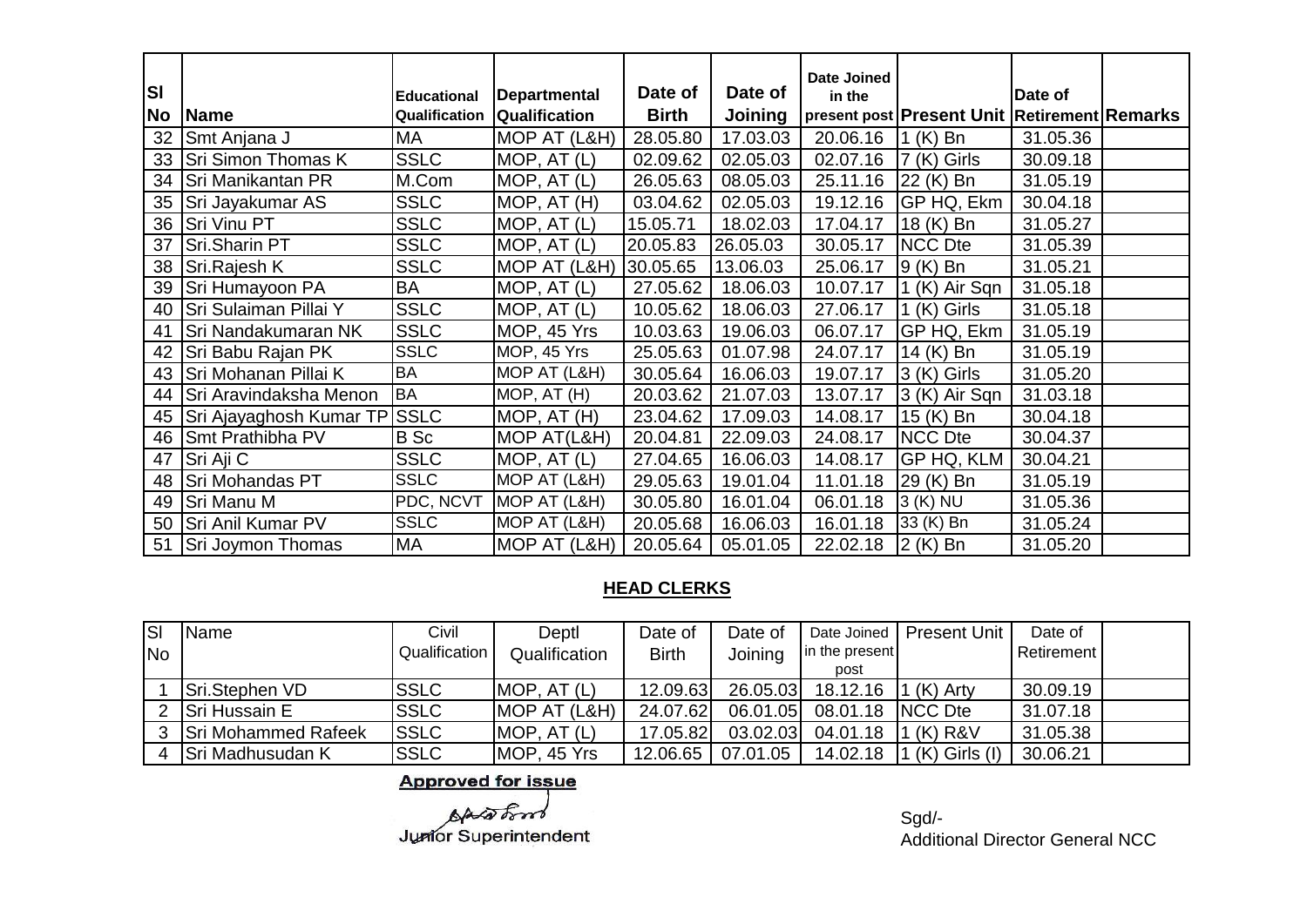| Sl No | Name | Educational Qualification | Departmental Qualification | Date of Birth | Date of Joining | Date Joined in the present post | Present Unit | Date of Retirement | Remarks |
|---|---|---|---|---|---|---|---|---|---|
| 32 | Smt Anjana J | MA | MOP AT (L&H) | 28.05.80 | 17.03.03 | 20.06.16 | 1 (K) Bn | 31.05.36 | |
| 33 | Sri Simon Thomas K | SSLC | MOP, AT (L) | 02.09.62 | 02.05.03 | 02.07.16 | 7 (K) Girls | 30.09.18 | |
| 34 | Sri Manikantan PR | M.Com | MOP, AT (L) | 26.05.63 | 08.05.03 | 25.11.16 | 22 (K) Bn | 31.05.19 | |
| 35 | Sri Jayakumar AS | SSLC | MOP, AT (H) | 03.04.62 | 02.05.03 | 19.12.16 | GP HQ, Ekm | 30.04.18 | |
| 36 | Sri Vinu PT | SSLC | MOP, AT (L) | 15.05.71 | 18.02.03 | 17.04.17 | 18 (K) Bn | 31.05.27 | |
| 37 | Sri.Sharin PT | SSLC | MOP, AT (L) | 20.05.83 | 26.05.03 | 30.05.17 | NCC Dte | 31.05.39 | |
| 38 | Sri.Rajesh K | SSLC | MOP AT (L&H) | 30.05.65 | 13.06.03 | 25.06.17 | 9 (K) Bn | 31.05.21 | |
| 39 | Sri Humayoon PA | BA | MOP, AT (L) | 27.05.62 | 18.06.03 | 10.07.17 | 1 (K) Air Sqn | 31.05.18 | |
| 40 | Sri Sulaiman Pillai Y | SSLC | MOP, AT (L) | 10.05.62 | 18.06.03 | 27.06.17 | 1 (K) Girls | 31.05.18 | |
| 41 | Sri Nandakumaran NK | SSLC | MOP, 45 Yrs | 10.03.63 | 19.06.03 | 06.07.17 | GP HQ, Ekm | 31.05.19 | |
| 42 | Sri Babu Rajan PK | SSLC | MOP, 45 Yrs | 25.05.63 | 01.07.98 | 24.07.17 | 14 (K) Bn | 31.05.19 | |
| 43 | Sri Mohanan Pillai K | BA | MOP AT (L&H) | 30.05.64 | 16.06.03 | 19.07.17 | 3 (K) Girls | 31.05.20 | |
| 44 | Sri Aravindaksha Menon | BA | MOP, AT (H) | 20.03.62 | 21.07.03 | 13.07.17 | 3 (K) Air Sqn | 31.03.18 | |
| 45 | Sri Ajayaghosh Kumar TP | SSLC | MOP, AT (H) | 23.04.62 | 17.09.03 | 14.08.17 | 15 (K) Bn | 30.04.18 | |
| 46 | Smt Prathibha PV | B Sc | MOP AT(L&H) | 20.04.81 | 22.09.03 | 24.08.17 | NCC Dte | 30.04.37 | |
| 47 | Sri Aji C | SSLC | MOP, AT (L) | 27.04.65 | 16.06.03 | 14.08.17 | GP HQ, KLM | 30.04.21 | |
| 48 | Sri Mohandas PT | SSLC | MOP AT (L&H) | 29.05.63 | 19.01.04 | 11.01.18 | 29 (K) Bn | 31.05.19 | |
| 49 | Sri Manu M | PDC, NCVT | MOP AT (L&H) | 30.05.80 | 16.01.04 | 06.01.18 | 3 (K) NU | 31.05.36 | |
| 50 | Sri Anil Kumar PV | SSLC | MOP AT (L&H) | 20.05.68 | 16.06.03 | 16.01.18 | 33 (K) Bn | 31.05.24 | |
| 51 | Sri Joymon Thomas | MA | MOP AT (L&H) | 20.05.64 | 05.01.05 | 22.02.18 | 2 (K) Bn | 31.05.20 | |

## HEAD CLERKS

| Sl No | Name | Civil Qualification | Deptl Qualification | Date of Birth | Date of Joining | Date Joined in the present post | Present Unit | Date of Retirement | |
|---|---|---|---|---|---|---|---|---|---|
| 1 | Sri.Stephen VD | SSLC | MOP, AT (L) | 12.09.63 | 26.05.03 | 18.12.16 | 1 (K) Arty | 30.09.19 | |
| 2 | Sri Hussain E | SSLC | MOP AT (L&H) | 24.07.62 | 06.01.05 | 08.01.18 | NCC Dte | 31.07.18 | |
| 3 | Sri Mohammed Rafeek | SSLC | MOP, AT (L) | 17.05.82 | 03.02.03 | 04.01.18 | 1 (K) R&V | 31.05.38 | |
| 4 | Sri Madhusudan K | SSLC | MOP, 45 Yrs | 12.06.65 | 07.01.05 | 14.02.18 | 1 (K) Girls (I) | 30.06.21 | |

**Approved for issue**

Junior Superintendent

Sgd/-
Additional Director General NCC